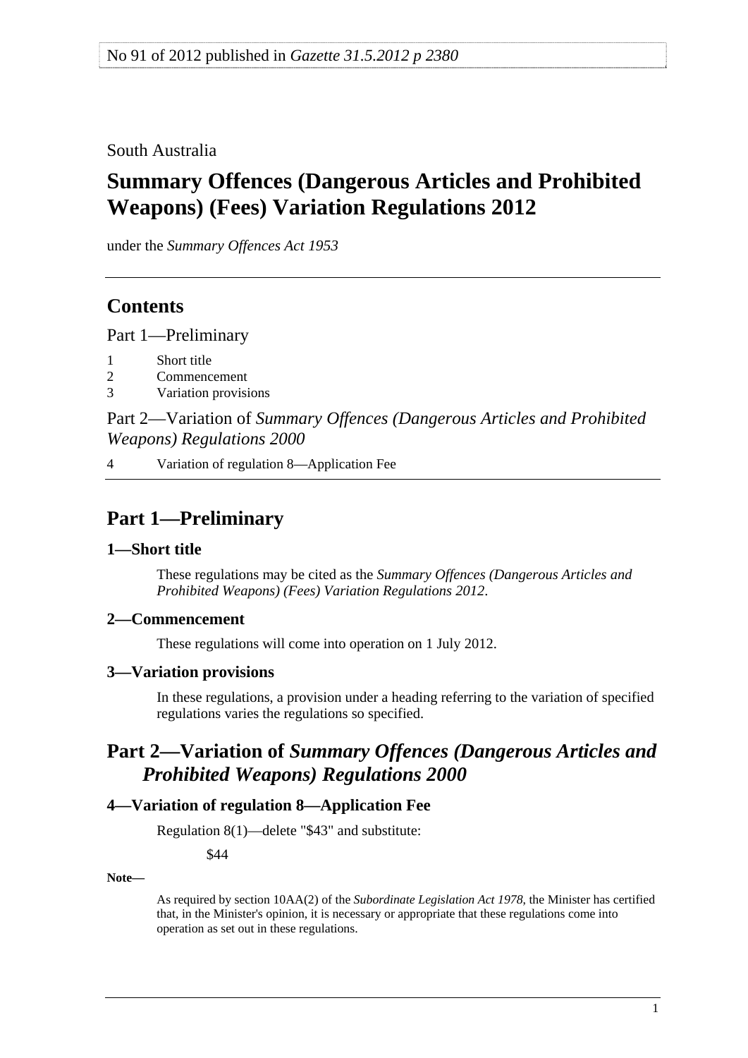No 91 of 2012 published in *Gazette 31.5.2012 p 2380*

South Australia

# Summary Offences (Dangerous Articles and Prohibited Weapons) (Fees) Variation Regulations 2012

under the *Summary Offences Act 1953*

## Contents

Part 1—Preliminary

1 Short title
2 Commencement
3 Variation provisions

Part 2—Variation of *Summary Offences (Dangerous Articles and Prohibited Weapons) Regulations 2000*

4 Variation of regulation 8—Application Fee

## Part 1—Preliminary

### 1—Short title

These regulations may be cited as the *Summary Offences (Dangerous Articles and Prohibited Weapons) (Fees) Variation Regulations 2012*.

### 2—Commencement

These regulations will come into operation on 1 July 2012.

### 3—Variation provisions

In these regulations, a provision under a heading referring to the variation of specified regulations varies the regulations so specified.

## Part 2—Variation of *Summary Offences (Dangerous Articles and Prohibited Weapons) Regulations 2000*

### 4—Variation of regulation 8—Application Fee

Regulation 8(1)—delete "$43" and substitute:

$44

**Note—**

As required by section 10AA(2) of the *Subordinate Legislation Act 1978*, the Minister has certified that, in the Minister's opinion, it is necessary or appropriate that these regulations come into operation as set out in these regulations.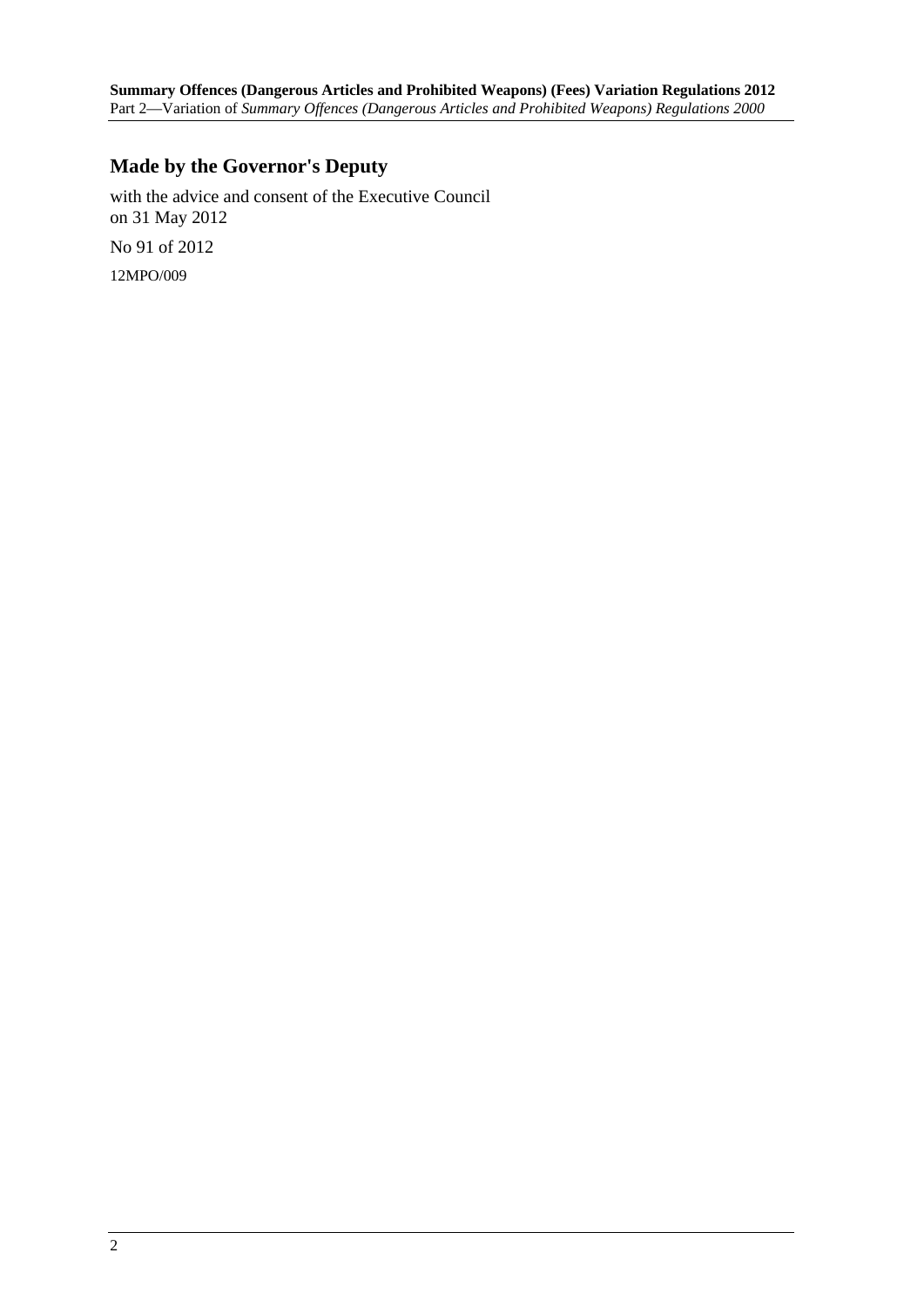## Made by the Governor's Deputy

with the advice and consent of the Executive Council on 31 May 2012

No 91 of 2012

12MPO/009